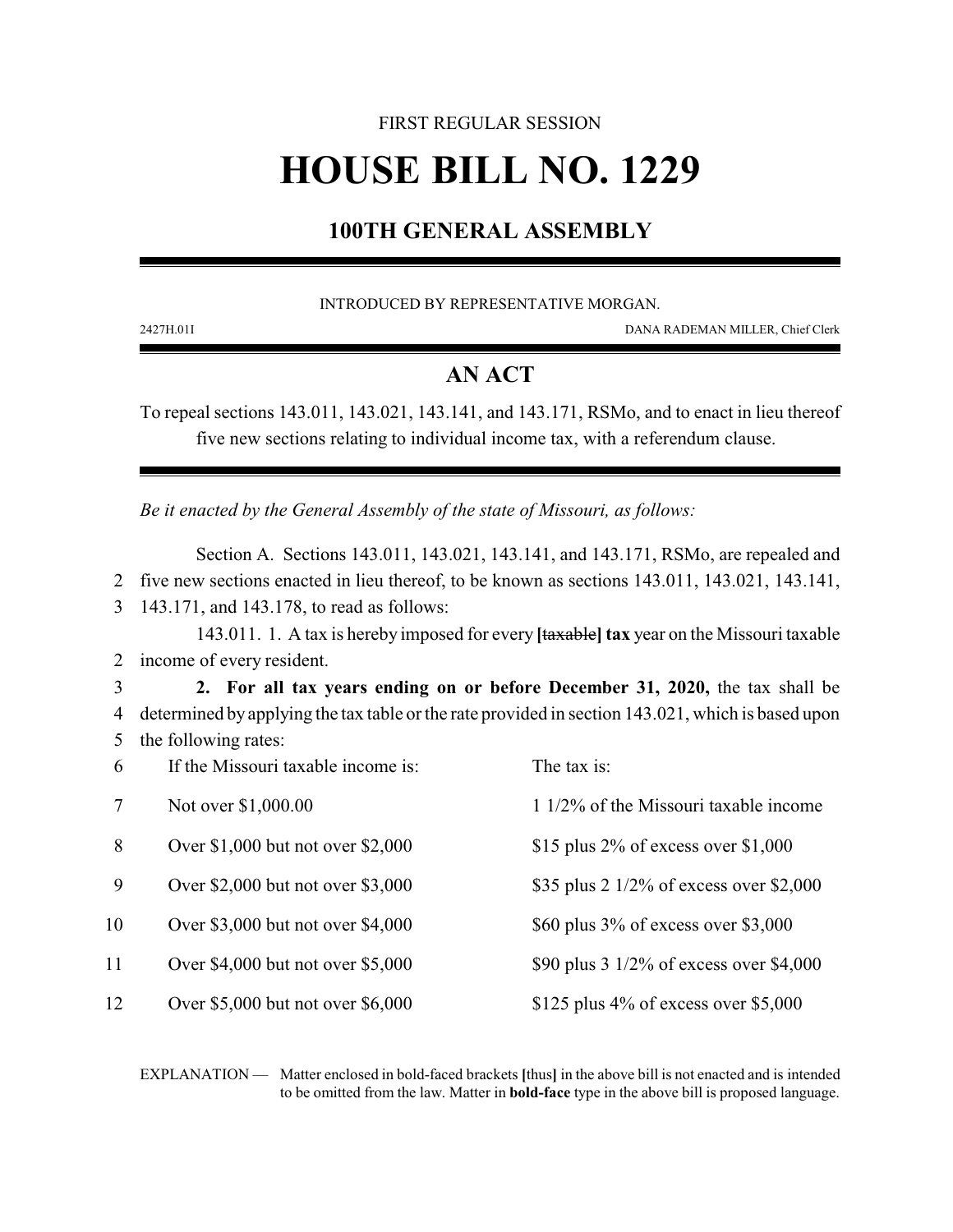FIRST REGULAR SESSION

# HOUSE BILL NO. 1229

## 100TH GENERAL ASSEMBLY

INTRODUCED BY REPRESENTATIVE MORGAN.

2427H.01I DANA RADEMAN MILLER, Chief Clerk

## AN ACT

To repeal sections 143.011, 143.021, 143.141, and 143.171, RSMo, and to enact in lieu thereof five new sections relating to individual income tax, with a referendum clause.

*Be it enacted by the General Assembly of the state of Missouri, as follows:*

Section A. Sections 143.011, 143.021, 143.141, and 143.171, RSMo, are repealed and five new sections enacted in lieu thereof, to be known as sections 143.011, 143.021, 143.141, 143.171, and 143.178, to read as follows:

143.011. 1. A tax is hereby imposed for every **[**~~taxable~~**] tax** year on the Missouri taxable income of every resident.

**2. For all tax years ending on or before December 31, 2020,** the tax shall be determined by applying the tax table or the rate provided in section 143.021, which is based upon the following rates:

| If the Missouri taxable income is: | The tax is: |
|---|---|
| Not over $1,000.00 | 1 1/2% of the Missouri taxable income |
| Over $1,000 but not over $2,000 | $15 plus 2% of excess over $1,000 |
| Over $2,000 but not over $3,000 | $35 plus 2 1/2% of excess over $2,000 |
| Over $3,000 but not over $4,000 | $60 plus 3% of excess over $3,000 |
| Over $4,000 but not over $5,000 | $90 plus 3 1/2% of excess over $4,000 |
| Over $5,000 but not over $6,000 | $125 plus 4% of excess over $5,000 |

EXPLANATION — Matter enclosed in bold-faced brackets **[**thus**]** in the above bill is not enacted and is intended to be omitted from the law. Matter in **bold-face** type in the above bill is proposed language.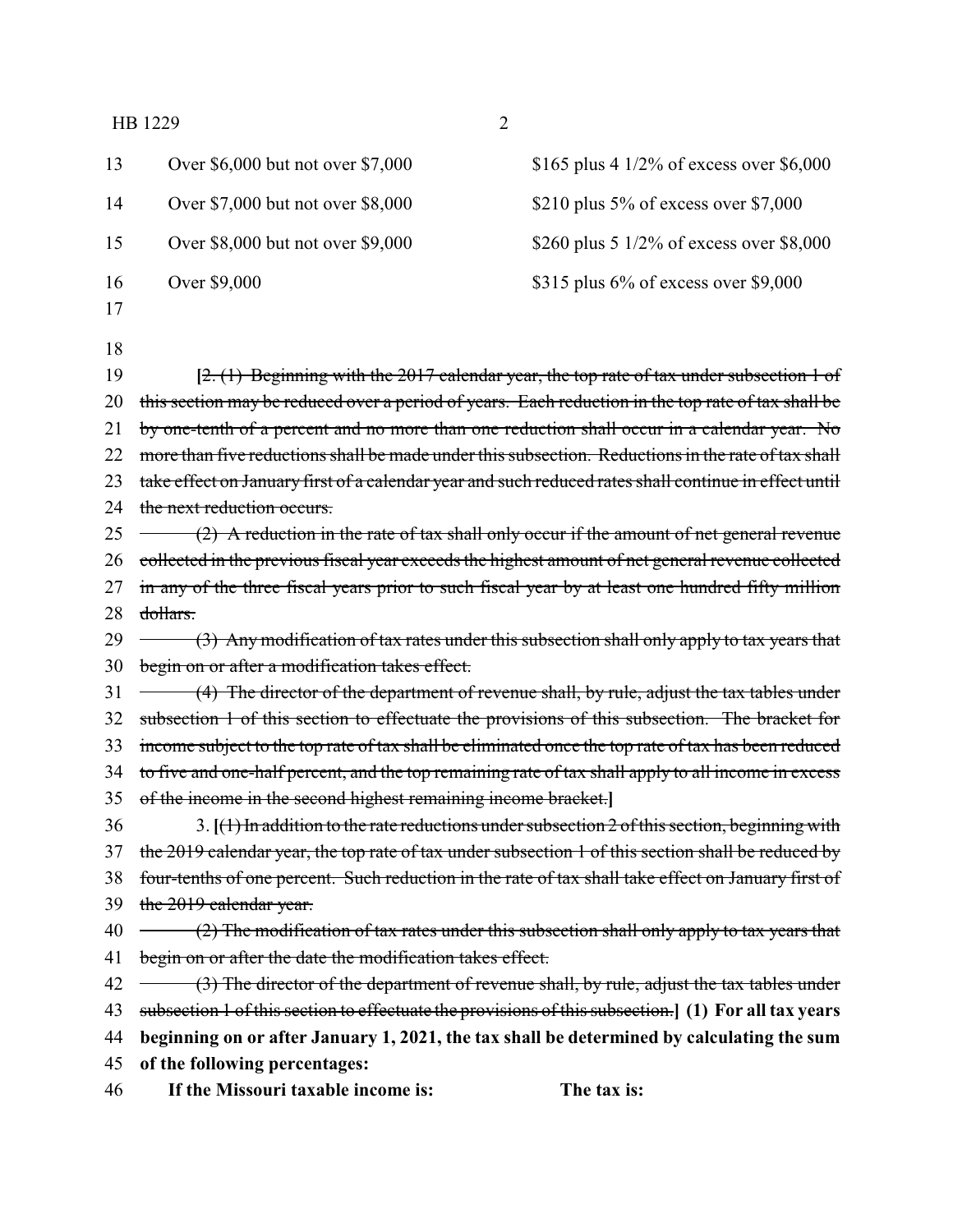| | |
|---|---|
| Over $6,000 but not over $7,000 | $165 plus 4 1/2% of excess over $6,000 |
| Over $7,000 but not over $8,000 | $210 plus 5% of excess over $7,000 |
| Over $8,000 but not over $9,000 | $260 plus 5 1/2% of excess over $8,000 |
| Over $9,000 | $315 plus 6% of excess over $9,000 |

[~~2. (1) Beginning with the 2017 calendar year, the top rate of tax under subsection 1 of this section may be reduced over a period of years. Each reduction in the top rate of tax shall be by one-tenth of a percent and no more than one reduction shall occur in a calendar year. No more than five reductions shall be made under this subsection. Reductions in the rate of tax shall take effect on January first of a calendar year and such reduced rates shall continue in effect until the next reduction occurs.~~

~~(2) A reduction in the rate of tax shall only occur if the amount of net general revenue collected in the previous fiscal year exceeds the highest amount of net general revenue collected in any of the three fiscal years prior to such fiscal year by at least one hundred fifty million dollars.~~

~~(3) Any modification of tax rates under this subsection shall only apply to tax years that begin on or after a modification takes effect.~~

~~(4) The director of the department of revenue shall, by rule, adjust the tax tables under subsection 1 of this section to effectuate the provisions of this subsection. The bracket for income subject to the top rate of tax shall be eliminated once the top rate of tax has been reduced to five and one-half percent, and the top remaining rate of tax shall apply to all income in excess of the income in the second highest remaining income bracket.~~]

3. [~~(1) In addition to the rate reductions under subsection 2 of this section, beginning with the 2019 calendar year, the top rate of tax under subsection 1 of this section shall be reduced by four-tenths of one percent. Such reduction in the rate of tax shall take effect on January first of the 2019 calendar year.~~

~~(2) The modification of tax rates under this subsection shall only apply to tax years that begin on or after the date the modification takes effect.~~

~~(3) The director of the department of revenue shall, by rule, adjust the tax tables under subsection 1 of this section to effectuate the provisions of this subsection.~~] **(1) For all tax years beginning on or after January 1, 2021, the tax shall be determined by calculating the sum of the following percentages:**

**If the Missouri taxable income is: The tax is:**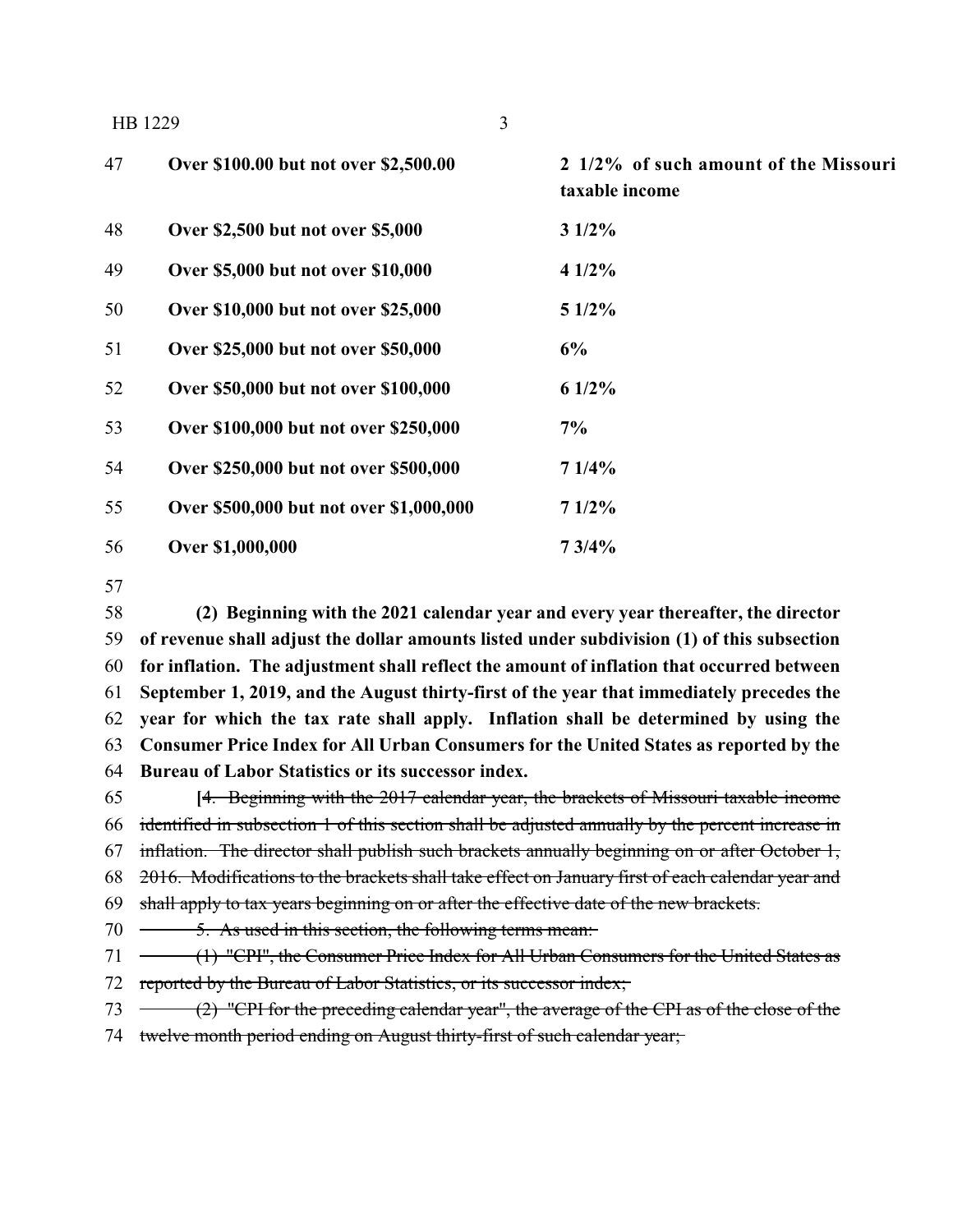| | |
|---|---|
| **Over $100.00 but not over $2,500.00** | **2 1/2% of such amount of the Missouri taxable income** |
| **Over $2,500 but not over $5,000** | **3 1/2%** |
| **Over $5,000 but not over $10,000** | **4 1/2%** |
| **Over $10,000 but not over $25,000** | **5 1/2%** |
| **Over $25,000 but not over $50,000** | **6%** |
| **Over $50,000 but not over $100,000** | **6 1/2%** |
| **Over $100,000 but not over $250,000** | **7%** |
| **Over $250,000 but not over $500,000** | **7 1/4%** |
| **Over $500,000 but not over $1,000,000** | **7 1/2%** |
| **Over $1,000,000** | **7 3/4%** |

**(2) Beginning with the 2021 calendar year and every year thereafter, the director of revenue shall adjust the dollar amounts listed under subdivision (1) of this subsection for inflation. The adjustment shall reflect the amount of inflation that occurred between September 1, 2019, and the August thirty-first of the year that immediately precedes the year for which the tax rate shall apply. Inflation shall be determined by using the Consumer Price Index for All Urban Consumers for the United States as reported by the Bureau of Labor Statistics or its successor index.**

**[**~~4. Beginning with the 2017 calendar year, the brackets of Missouri taxable income identified in subsection 1 of this section shall be adjusted annually by the percent increase in inflation. The director shall publish such brackets annually beginning on or after October 1, 2016. Modifications to the brackets shall take effect on January first of each calendar year and shall apply to tax years beginning on or after the effective date of the new brackets.~~

~~5. As used in this section, the following terms mean:~~

~~(1) "CPI", the Consumer Price Index for All Urban Consumers for the United States as reported by the Bureau of Labor Statistics, or its successor index;~~

~~(2) "CPI for the preceding calendar year", the average of the CPI as of the close of the twelve month period ending on August thirty-first of such calendar year;~~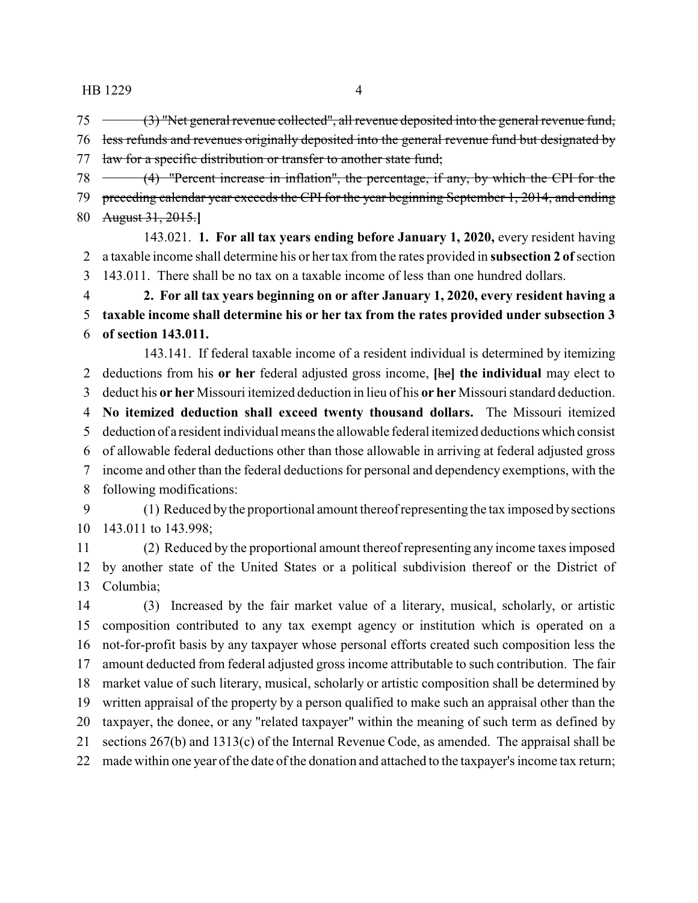75 ~~(3) "Net general revenue collected", all revenue deposited into the general revenue fund,~~
76 ~~less refunds and revenues originally deposited into the general revenue fund but designated by~~
77 ~~law for a specific distribution or transfer to another state fund;~~
78 ~~(4) "Percent increase in inflation", the percentage, if any, by which the CPI for the~~
79 ~~preceding calendar year exceeds the CPI for the year beginning September 1, 2014, and ending~~
80 ~~August 31, 2015.~~**]**

143.021. **1. For all tax years ending before January 1, 2020,** every resident having
2 a taxable income shall determine his or her tax from the rates provided in **subsection 2 of** section
3 143.011. There shall be no tax on a taxable income of less than one hundred dollars.
4 **2. For all tax years beginning on or after January 1, 2020, every resident having a**
5 **taxable income shall determine his or her tax from the rates provided under subsection 3**
6 **of section 143.011.**

143.141. If federal taxable income of a resident individual is determined by itemizing
2 deductions from his **or her** federal adjusted gross income, **[**~~he~~**] the individual** may elect to
3 deduct his **or her** Missouri itemized deduction in lieu of his **or her** Missouri standard deduction.
4 **No itemized deduction shall exceed twenty thousand dollars.** The Missouri itemized
5 deduction of a resident individual means the allowable federal itemized deductions which consist
6 of allowable federal deductions other than those allowable in arriving at federal adjusted gross
7 income and other than the federal deductions for personal and dependency exemptions, with the
8 following modifications:
9 (1) Reduced by the proportional amount thereof representing the tax imposed by sections
10 143.011 to 143.998;
11 (2) Reduced by the proportional amount thereof representing any income taxes imposed
12 by another state of the United States or a political subdivision thereof or the District of
13 Columbia;
14 (3) Increased by the fair market value of a literary, musical, scholarly, or artistic
15 composition contributed to any tax exempt agency or institution which is operated on a
16 not-for-profit basis by any taxpayer whose personal efforts created such composition less the
17 amount deducted from federal adjusted gross income attributable to such contribution. The fair
18 market value of such literary, musical, scholarly or artistic composition shall be determined by
19 written appraisal of the property by a person qualified to make such an appraisal other than the
20 taxpayer, the donee, or any "related taxpayer" within the meaning of such term as defined by
21 sections 267(b) and 1313(c) of the Internal Revenue Code, as amended. The appraisal shall be
22 made within one year of the date of the donation and attached to the taxpayer's income tax return;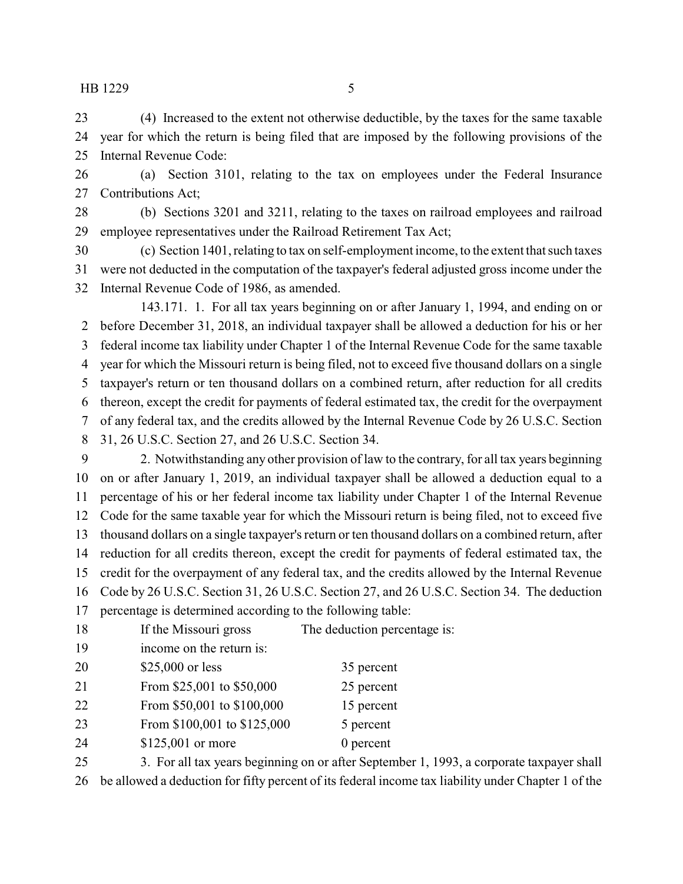(4) Increased to the extent not otherwise deductible, by the taxes for the same taxable year for which the return is being filed that are imposed by the following provisions of the Internal Revenue Code:

(a) Section 3101, relating to the tax on employees under the Federal Insurance Contributions Act;

(b) Sections 3201 and 3211, relating to the taxes on railroad employees and railroad employee representatives under the Railroad Retirement Tax Act;

(c) Section 1401, relating to tax on self-employment income, to the extent that such taxes were not deducted in the computation of the taxpayer's federal adjusted gross income under the Internal Revenue Code of 1986, as amended.

143.171. 1. For all tax years beginning on or after January 1, 1994, and ending on or before December 31, 2018, an individual taxpayer shall be allowed a deduction for his or her federal income tax liability under Chapter 1 of the Internal Revenue Code for the same taxable year for which the Missouri return is being filed, not to exceed five thousand dollars on a single taxpayer's return or ten thousand dollars on a combined return, after reduction for all credits thereon, except the credit for payments of federal estimated tax, the credit for the overpayment of any federal tax, and the credits allowed by the Internal Revenue Code by 26 U.S.C. Section 31, 26 U.S.C. Section 27, and 26 U.S.C. Section 34.

2. Notwithstanding any other provision of law to the contrary, for all tax years beginning on or after January 1, 2019, an individual taxpayer shall be allowed a deduction equal to a percentage of his or her federal income tax liability under Chapter 1 of the Internal Revenue Code for the same taxable year for which the Missouri return is being filed, not to exceed five thousand dollars on a single taxpayer's return or ten thousand dollars on a combined return, after reduction for all credits thereon, except the credit for payments of federal estimated tax, the credit for the overpayment of any federal tax, and the credits allowed by the Internal Revenue Code by 26 U.S.C. Section 31, 26 U.S.C. Section 27, and 26 U.S.C. Section 34. The deduction percentage is determined according to the following table:

| If the Missouri gross income on the return is: | The deduction percentage is: |
|---|---|
| $25,000 or less | 35 percent |
| From $25,001 to $50,000 | 25 percent |
| From $50,001 to $100,000 | 15 percent |
| From $100,001 to $125,000 | 5 percent |
| $125,001 or more | 0 percent |

3. For all tax years beginning on or after September 1, 1993, a corporate taxpayer shall be allowed a deduction for fifty percent of its federal income tax liability under Chapter 1 of the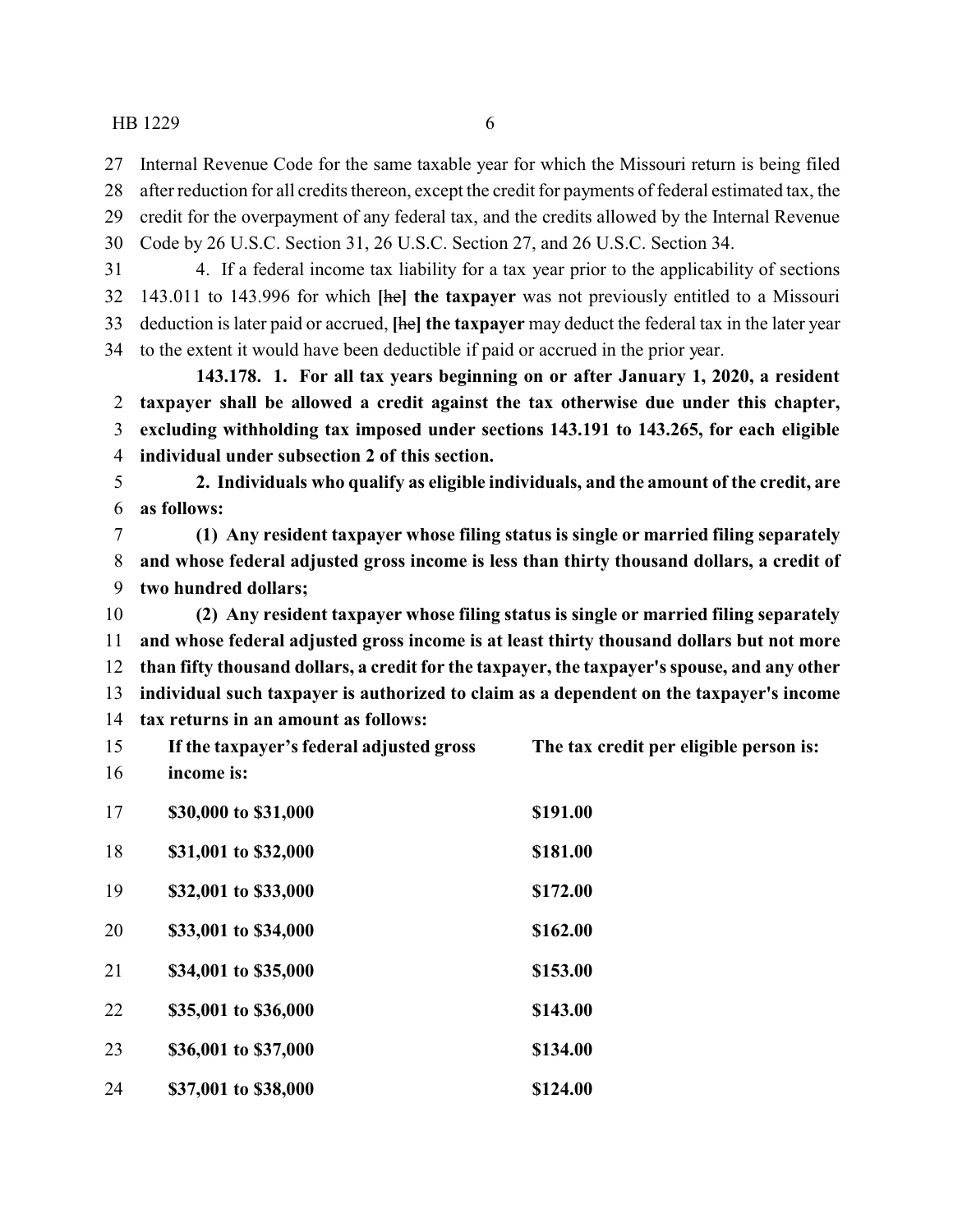Internal Revenue Code for the same taxable year for which the Missouri return is being filed after reduction for all credits thereon, except the credit for payments of federal estimated tax, the credit for the overpayment of any federal tax, and the credits allowed by the Internal Revenue Code by 26 U.S.C. Section 31, 26 U.S.C. Section 27, and 26 U.S.C. Section 34.

4. If a federal income tax liability for a tax year prior to the applicability of sections 143.011 to 143.996 for which **[**~~he~~**] the taxpayer** was not previously entitled to a Missouri deduction is later paid or accrued, **[**~~he~~**] the taxpayer** may deduct the federal tax in the later year to the extent it would have been deductible if paid or accrued in the prior year.

**143.178. 1. For all tax years beginning on or after January 1, 2020, a resident taxpayer shall be allowed a credit against the tax otherwise due under this chapter, excluding withholding tax imposed under sections 143.191 to 143.265, for each eligible individual under subsection 2 of this section.**

**2. Individuals who qualify as eligible individuals, and the amount of the credit, are as follows:**

**(1) Any resident taxpayer whose filing status is single or married filing separately and whose federal adjusted gross income is less than thirty thousand dollars, a credit of two hundred dollars;**

**(2) Any resident taxpayer whose filing status is single or married filing separately and whose federal adjusted gross income is at least thirty thousand dollars but not more than fifty thousand dollars, a credit for the taxpayer, the taxpayer's spouse, and any other individual such taxpayer is authorized to claim as a dependent on the taxpayer's income tax returns in an amount as follows:**

| **If the taxpayer's federal adjusted gross income is:** | **The tax credit per eligible person is:** |
|---|---|
| **$30,000 to $31,000** | **$191.00** |
| **$31,001 to $32,000** | **$181.00** |
| **$32,001 to $33,000** | **$172.00** |
| **$33,001 to $34,000** | **$162.00** |
| **$34,001 to $35,000** | **$153.00** |
| **$35,001 to $36,000** | **$143.00** |
| **$36,001 to $37,000** | **$134.00** |
| **$37,001 to $38,000** | **$124.00** |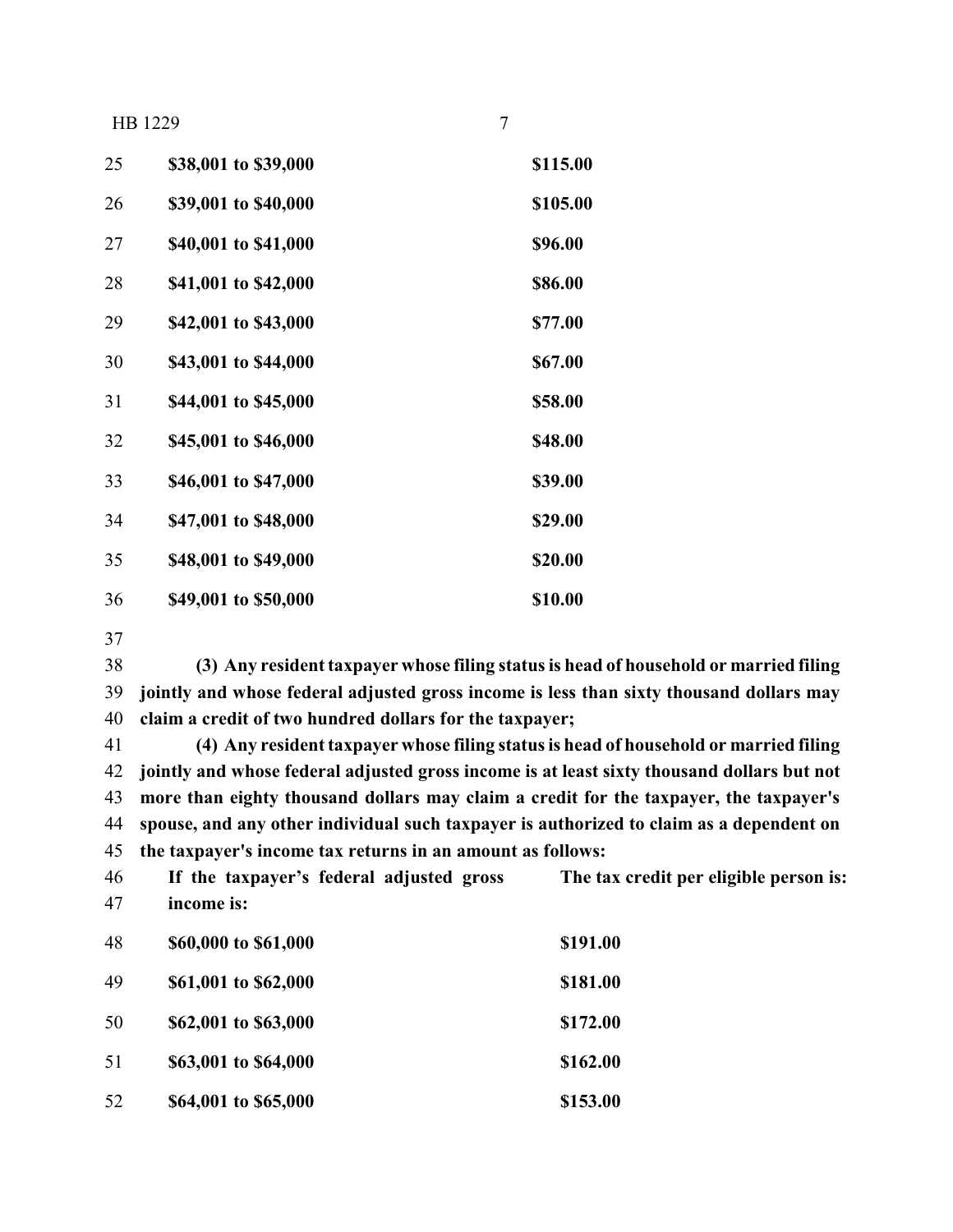| | |
|---|---|
| **$38,001 to $39,000** | **$115.00** |
| **$39,001 to $40,000** | **$105.00** |
| **$40,001 to $41,000** | **$96.00** |
| **$41,001 to $42,000** | **$86.00** |
| **$42,001 to $43,000** | **$77.00** |
| **$43,001 to $44,000** | **$67.00** |
| **$44,001 to $45,000** | **$58.00** |
| **$45,001 to $46,000** | **$48.00** |
| **$46,001 to $47,000** | **$39.00** |
| **$47,001 to $48,000** | **$29.00** |
| **$48,001 to $49,000** | **$20.00** |
| **$49,001 to $50,000** | **$10.00** |

**(3) Any resident taxpayer whose filing status is head of household or married filing jointly and whose federal adjusted gross income is less than sixty thousand dollars may claim a credit of two hundred dollars for the taxpayer;**

**(4) Any resident taxpayer whose filing status is head of household or married filing jointly and whose federal adjusted gross income is at least sixty thousand dollars but not more than eighty thousand dollars may claim a credit for the taxpayer, the taxpayer's spouse, and any other individual such taxpayer is authorized to claim as a dependent on the taxpayer's income tax returns in an amount as follows:**

| **If the taxpayer's federal adjusted gross income is:** | **The tax credit per eligible person is:** |
|---|---|
| **$60,000 to $61,000** | **$191.00** |
| **$61,001 to $62,000** | **$181.00** |
| **$62,001 to $63,000** | **$172.00** |
| **$63,001 to $64,000** | **$162.00** |
| **$64,001 to $65,000** | **$153.00** |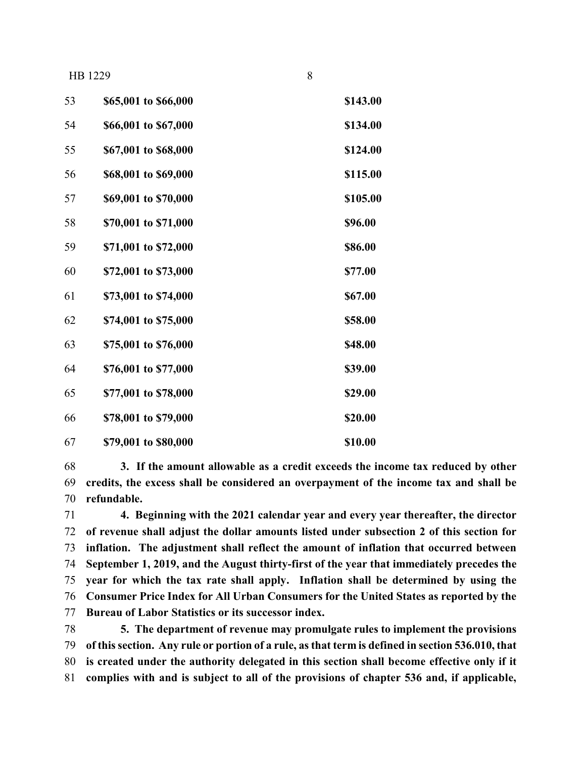| | |
|---|---|
| **$65,001 to $66,000** | **$143.00** |
| **$66,001 to $67,000** | **$134.00** |
| **$67,001 to $68,000** | **$124.00** |
| **$68,001 to $69,000** | **$115.00** |
| **$69,001 to $70,000** | **$105.00** |
| **$70,001 to $71,000** | **$96.00** |
| **$71,001 to $72,000** | **$86.00** |
| **$72,001 to $73,000** | **$77.00** |
| **$73,001 to $74,000** | **$67.00** |
| **$74,001 to $75,000** | **$58.00** |
| **$75,001 to $76,000** | **$48.00** |
| **$76,001 to $77,000** | **$39.00** |
| **$77,001 to $78,000** | **$29.00** |
| **$78,001 to $79,000** | **$20.00** |
| **$79,001 to $80,000** | **$10.00** |

**3. If the amount allowable as a credit exceeds the income tax reduced by other credits, the excess shall be considered an overpayment of the income tax and shall be refundable.**

**4. Beginning with the 2021 calendar year and every year thereafter, the director of revenue shall adjust the dollar amounts listed under subsection 2 of this section for inflation. The adjustment shall reflect the amount of inflation that occurred between September 1, 2019, and the August thirty-first of the year that immediately precedes the year for which the tax rate shall apply. Inflation shall be determined by using the Consumer Price Index for All Urban Consumers for the United States as reported by the Bureau of Labor Statistics or its successor index.**

**5. The department of revenue may promulgate rules to implement the provisions of this section. Any rule or portion of a rule, as that term is defined in section 536.010, that is created under the authority delegated in this section shall become effective only if it complies with and is subject to all of the provisions of chapter 536 and, if applicable,**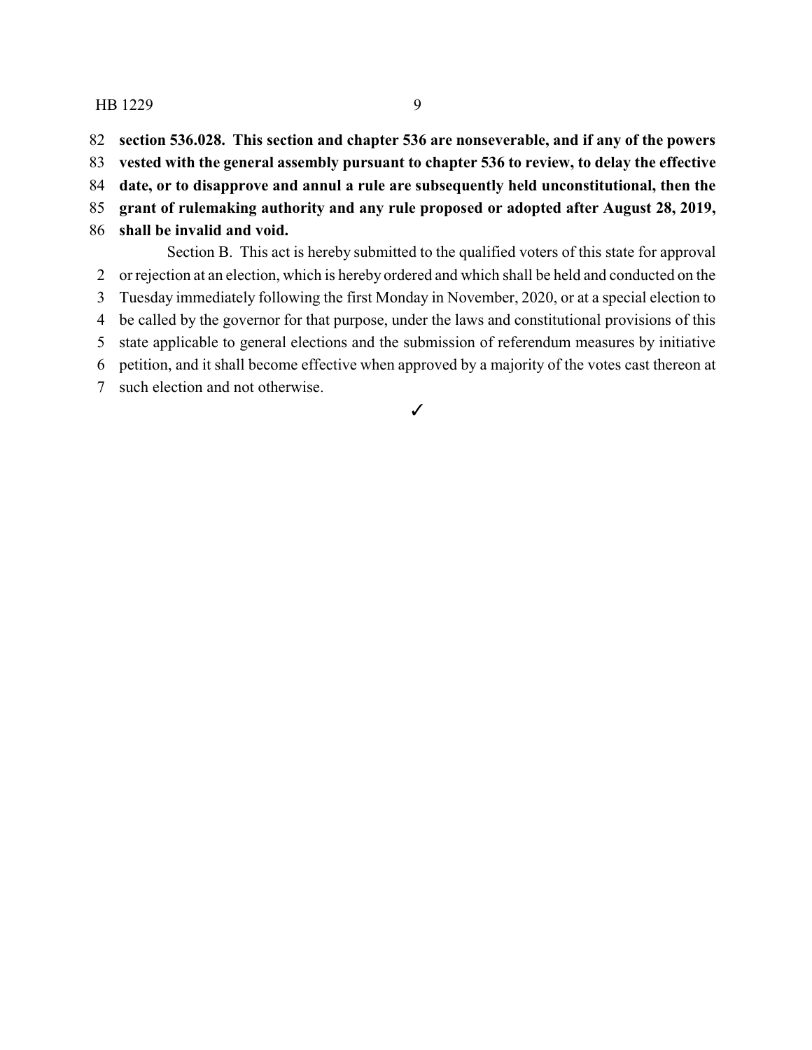**section 536.028. This section and chapter 536 are nonseverable, and if any of the powers vested with the general assembly pursuant to chapter 536 to review, to delay the effective date, or to disapprove and annul a rule are subsequently held unconstitutional, then the grant of rulemaking authority and any rule proposed or adopted after August 28, 2019, shall be invalid and void.**

Section B. This act is hereby submitted to the qualified voters of this state for approval or rejection at an election, which is hereby ordered and which shall be held and conducted on the Tuesday immediately following the first Monday in November, 2020, or at a special election to be called by the governor for that purpose, under the laws and constitutional provisions of this state applicable to general elections and the submission of referendum measures by initiative petition, and it shall become effective when approved by a majority of the votes cast thereon at such election and not otherwise.

✓